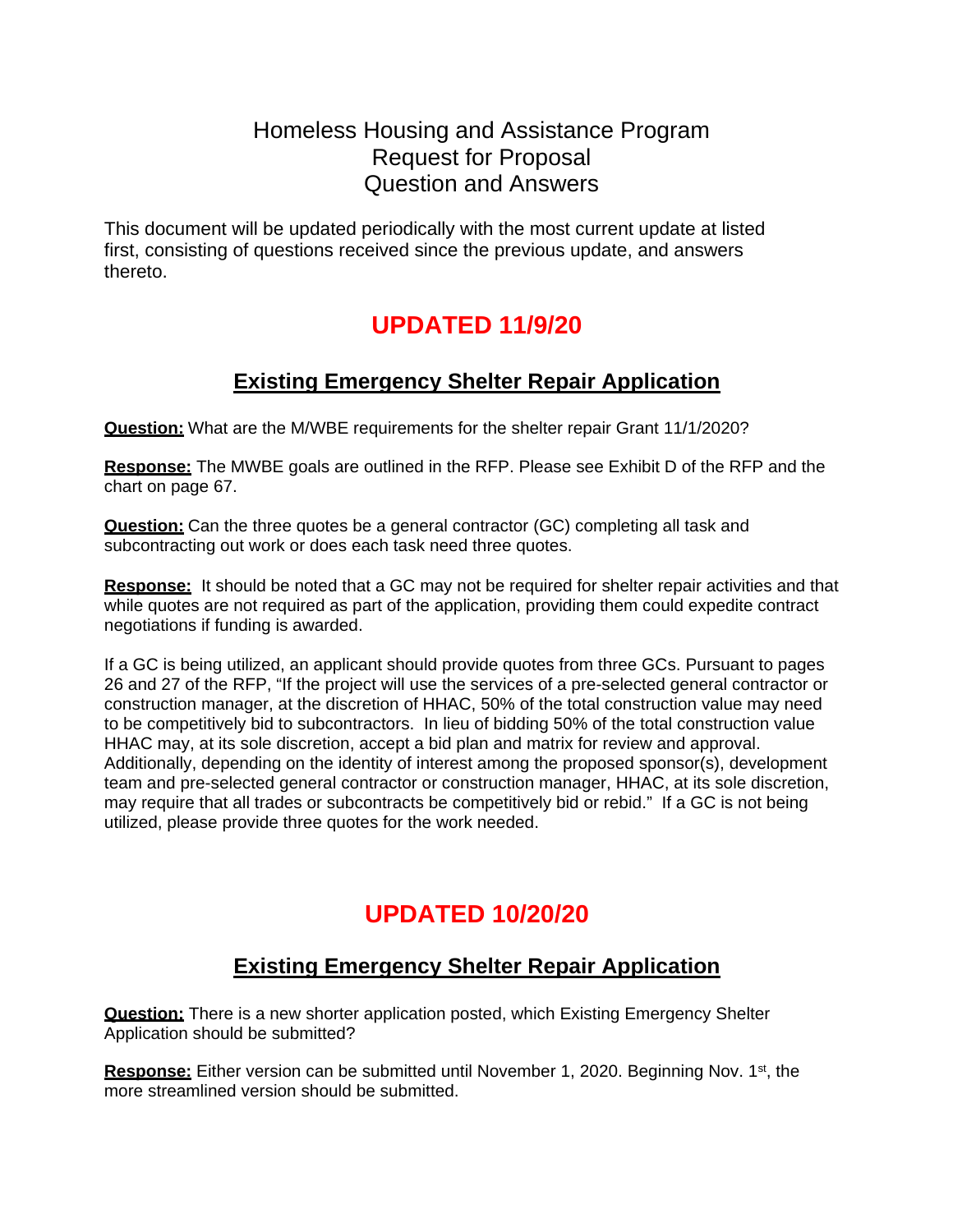# Homeless Housing and Assistance Program
# Request for Proposal
# Question and Answers

This document will be updated periodically with the most current update at listed first, consisting of questions received since the previous update, and answers thereto.

## UPDATED 11/9/20

### Existing Emergency Shelter Repair Application

**Question:** What are the M/WBE requirements for the shelter repair Grant 11/1/2020?

**Response:** The MWBE goals are outlined in the RFP. Please see Exhibit D of the RFP and the chart on page 67.

**Question:** Can the three quotes be a general contractor (GC) completing all task and subcontracting out work or does each task need three quotes.

**Response:** It should be noted that a GC may not be required for shelter repair activities and that while quotes are not required as part of the application, providing them could expedite contract negotiations if funding is awarded.

If a GC is being utilized, an applicant should provide quotes from three GCs. Pursuant to pages 26 and 27 of the RFP, "If the project will use the services of a pre-selected general contractor or construction manager, at the discretion of HHAC, 50% of the total construction value may need to be competitively bid to subcontractors. In lieu of bidding 50% of the total construction value HHAC may, at its sole discretion, accept a bid plan and matrix for review and approval. Additionally, depending on the identity of interest among the proposed sponsor(s), development team and pre-selected general contractor or construction manager, HHAC, at its sole discretion, may require that all trades or subcontracts be competitively bid or rebid." If a GC is not being utilized, please provide three quotes for the work needed.

## UPDATED 10/20/20

### Existing Emergency Shelter Repair Application

**Question:** There is a new shorter application posted, which Existing Emergency Shelter Application should be submitted?

**Response:** Either version can be submitted until November 1, 2020. Beginning Nov. 1st, the more streamlined version should be submitted.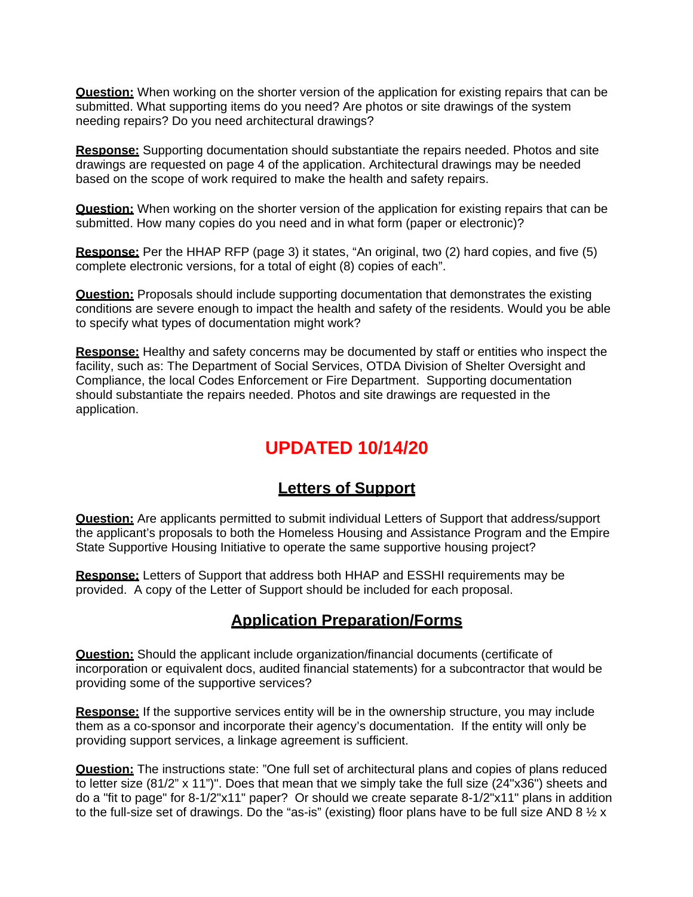**Question:** When working on the shorter version of the application for existing repairs that can be submitted. What supporting items do you need? Are photos or site drawings of the system needing repairs? Do you need architectural drawings?

**Response:** Supporting documentation should substantiate the repairs needed. Photos and site drawings are requested on page 4 of the application. Architectural drawings may be needed based on the scope of work required to make the health and safety repairs.

**Question:** When working on the shorter version of the application for existing repairs that can be submitted. How many copies do you need and in what form (paper or electronic)?

**Response:** Per the HHAP RFP (page 3) it states, "An original, two (2) hard copies, and five (5) complete electronic versions, for a total of eight (8) copies of each".

**Question:** Proposals should include supporting documentation that demonstrates the existing conditions are severe enough to impact the health and safety of the residents. Would you be able to specify what types of documentation might work?

**Response:** Healthy and safety concerns may be documented by staff or entities who inspect the facility, such as: The Department of Social Services, OTDA Division of Shelter Oversight and Compliance, the local Codes Enforcement or Fire Department. Supporting documentation should substantiate the repairs needed. Photos and site drawings are requested in the application.

# UPDATED 10/14/20

## Letters of Support

**Question:** Are applicants permitted to submit individual Letters of Support that address/support the applicant's proposals to both the Homeless Housing and Assistance Program and the Empire State Supportive Housing Initiative to operate the same supportive housing project?

**Response:** Letters of Support that address both HHAP and ESSHI requirements may be provided. A copy of the Letter of Support should be included for each proposal.

## Application Preparation/Forms

**Question:** Should the applicant include organization/financial documents (certificate of incorporation or equivalent docs, audited financial statements) for a subcontractor that would be providing some of the supportive services?

**Response:** If the supportive services entity will be in the ownership structure, you may include them as a co-sponsor and incorporate their agency's documentation. If the entity will only be providing support services, a linkage agreement is sufficient.

**Question:** The instructions state: "One full set of architectural plans and copies of plans reduced to letter size (81/2" x 11")". Does that mean that we simply take the full size (24"x36") sheets and do a "fit to page" for 8-1/2"x11" paper? Or should we create separate 8-1/2"x11" plans in addition to the full-size set of drawings. Do the "as-is" (existing) floor plans have to be full size AND 8 ½ x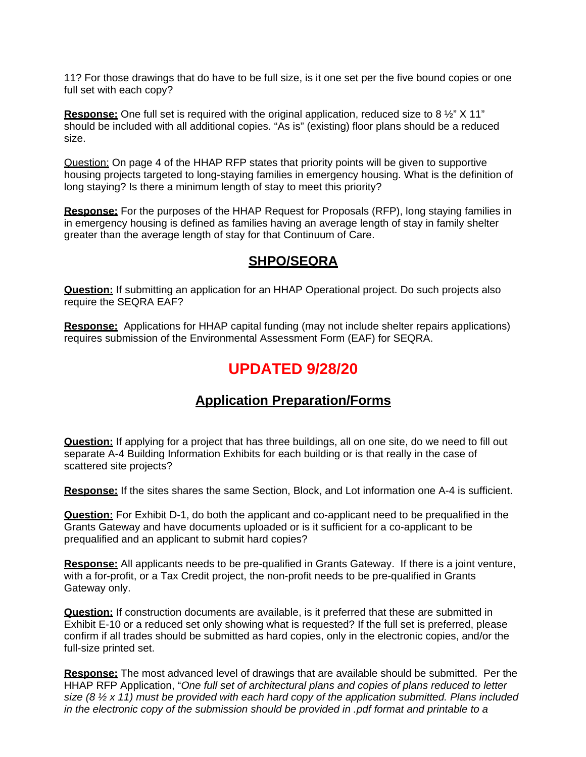11? For those drawings that do have to be full size, is it one set per the five bound copies or one full set with each copy?

**Response:** One full set is required with the original application, reduced size to 8 ½" X 11" should be included with all additional copies. "As is" (existing) floor plans should be a reduced size.

Question: On page 4 of the HHAP RFP states that priority points will be given to supportive housing projects targeted to long-staying families in emergency housing. What is the definition of long staying? Is there a minimum length of stay to meet this priority?

**Response:** For the purposes of the HHAP Request for Proposals (RFP), long staying families in in emergency housing is defined as families having an average length of stay in family shelter greater than the average length of stay for that Continuum of Care.

## SHPO/SEQRA

**Question:** If submitting an application for an HHAP Operational project. Do such projects also require the SEQRA EAF?

**Response:** Applications for HHAP capital funding (may not include shelter repairs applications) requires submission of the Environmental Assessment Form (EAF) for SEQRA.

# UPDATED 9/28/20

## Application Preparation/Forms

**Question:** If applying for a project that has three buildings, all on one site, do we need to fill out separate A-4 Building Information Exhibits for each building or is that really in the case of scattered site projects?

**Response:** If the sites shares the same Section, Block, and Lot information one A-4 is sufficient.

**Question:** For Exhibit D-1, do both the applicant and co-applicant need to be prequalified in the Grants Gateway and have documents uploaded or is it sufficient for a co-applicant to be prequalified and an applicant to submit hard copies?

**Response:** All applicants needs to be pre-qualified in Grants Gateway. If there is a joint venture, with a for-profit, or a Tax Credit project, the non-profit needs to be pre-qualified in Grants Gateway only.

**Question:** If construction documents are available, is it preferred that these are submitted in Exhibit E-10 or a reduced set only showing what is requested? If the full set is preferred, please confirm if all trades should be submitted as hard copies, only in the electronic copies, and/or the full-size printed set.

**Response:** The most advanced level of drawings that are available should be submitted. Per the HHAP RFP Application, "*One full set of architectural plans and copies of plans reduced to letter size (8 ½ x 11) must be provided with each hard copy of the application submitted. Plans included in the electronic copy of the submission should be provided in .pdf format and printable to a*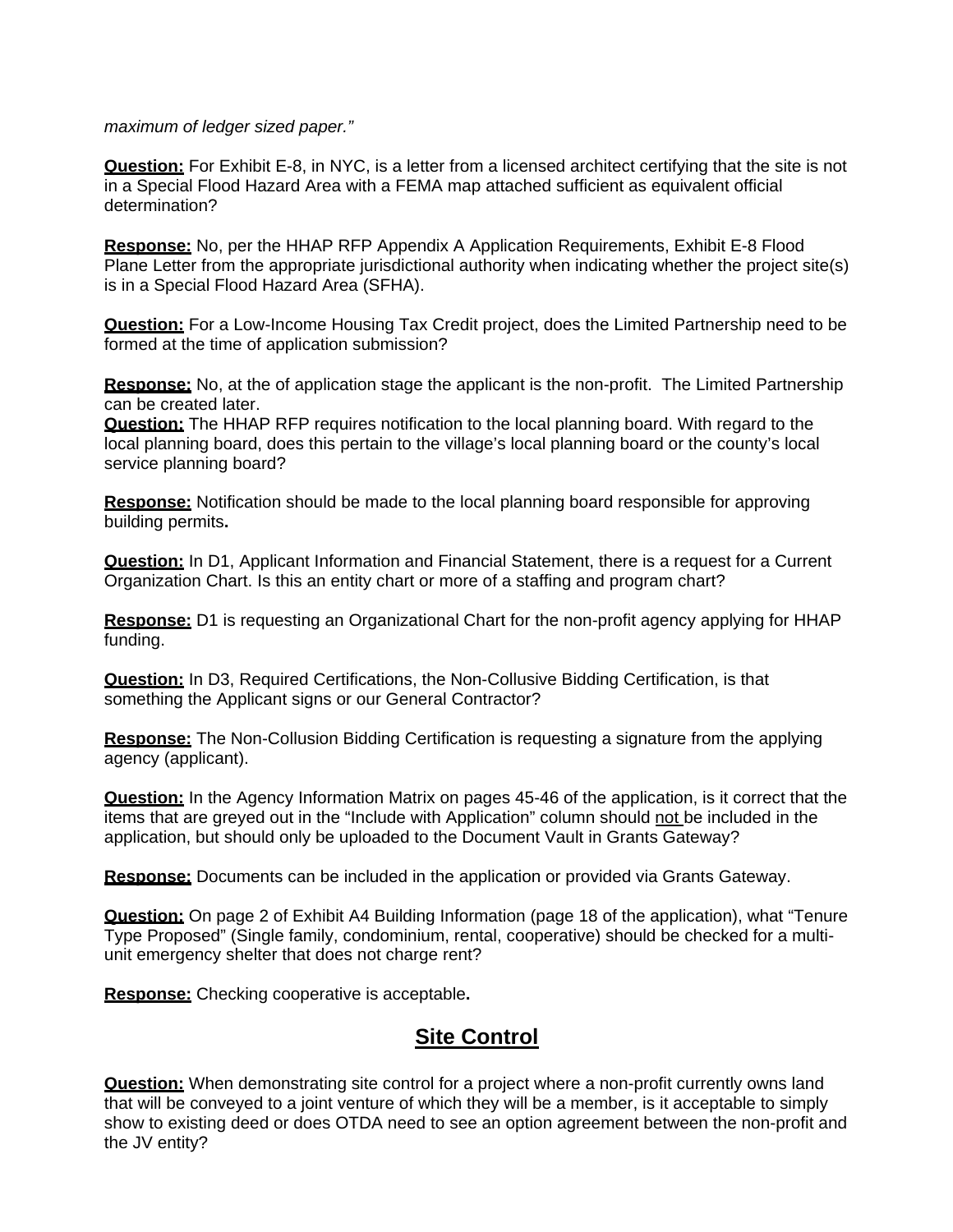*maximum of ledger sized paper."*

**Question:** For Exhibit E-8, in NYC, is a letter from a licensed architect certifying that the site is not in a Special Flood Hazard Area with a FEMA map attached sufficient as equivalent official determination?

**Response:** No, per the HHAP RFP Appendix A Application Requirements, Exhibit E-8 Flood Plane Letter from the appropriate jurisdictional authority when indicating whether the project site(s) is in a Special Flood Hazard Area (SFHA).

**Question:** For a Low-Income Housing Tax Credit project, does the Limited Partnership need to be formed at the time of application submission?

**Response:** No, at the of application stage the applicant is the non-profit. The Limited Partnership can be created later.

**Question:** The HHAP RFP requires notification to the local planning board. With regard to the local planning board, does this pertain to the village's local planning board or the county's local service planning board?

**Response:** Notification should be made to the local planning board responsible for approving building permits**.**

**Question:** In D1, Applicant Information and Financial Statement, there is a request for a Current Organization Chart. Is this an entity chart or more of a staffing and program chart?

**Response:** D1 is requesting an Organizational Chart for the non-profit agency applying for HHAP funding.

**Question:** In D3, Required Certifications, the Non-Collusive Bidding Certification, is that something the Applicant signs or our General Contractor?

**Response:** The Non-Collusion Bidding Certification is requesting a signature from the applying agency (applicant).

**Question:** In the Agency Information Matrix on pages 45-46 of the application, is it correct that the items that are greyed out in the "Include with Application" column should not be included in the application, but should only be uploaded to the Document Vault in Grants Gateway?

**Response:** Documents can be included in the application or provided via Grants Gateway.

**Question:** On page 2 of Exhibit A4 Building Information (page 18 of the application), what "Tenure Type Proposed" (Single family, condominium, rental, cooperative) should be checked for a multi-unit emergency shelter that does not charge rent?

**Response:** Checking cooperative is acceptable**.**

## Site Control

**Question:** When demonstrating site control for a project where a non-profit currently owns land that will be conveyed to a joint venture of which they will be a member, is it acceptable to simply show to existing deed or does OTDA need to see an option agreement between the non-profit and the JV entity?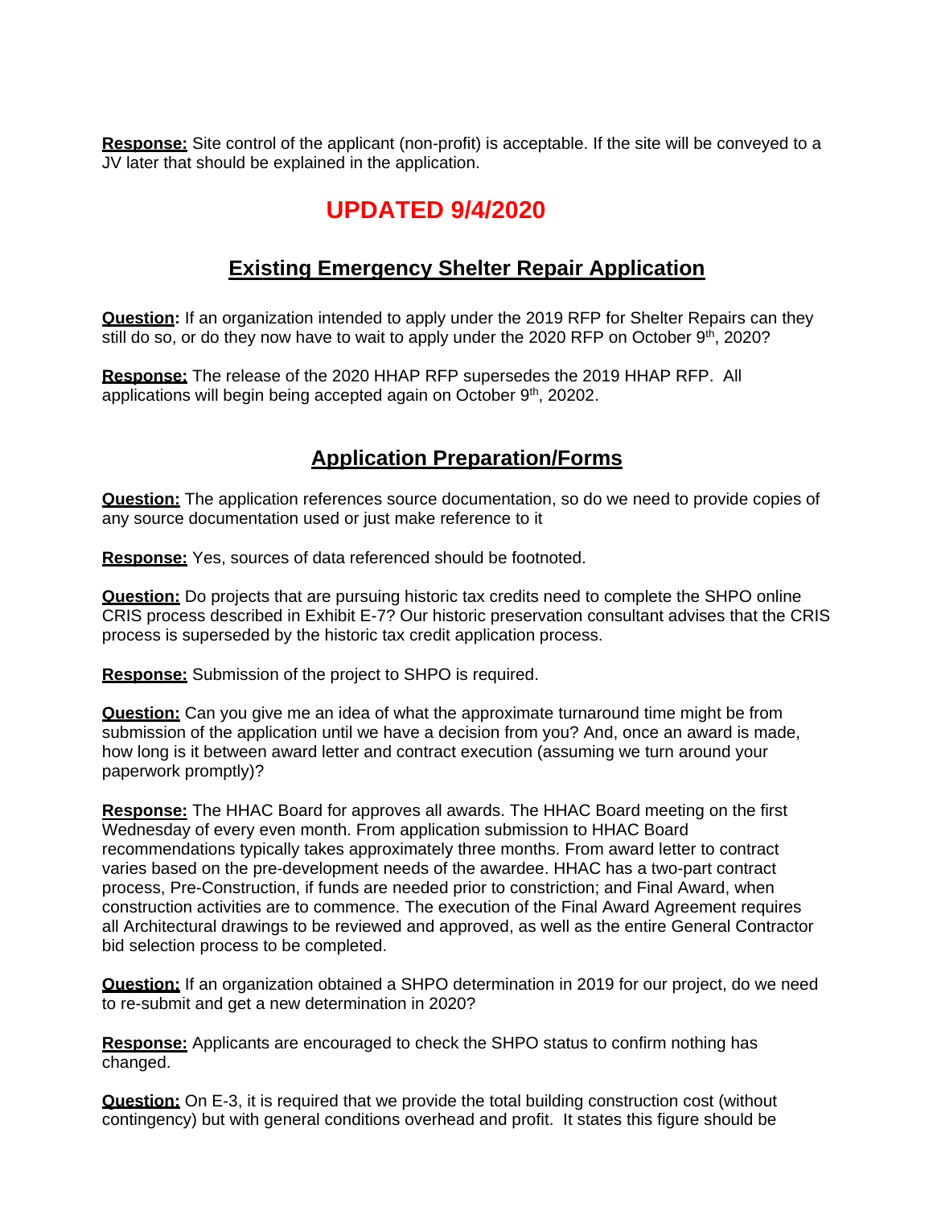**Response:** Site control of the applicant (non-profit) is acceptable. If the site will be conveyed to a JV later that should be explained in the application.

## UPDATED 9/4/2020

## Existing Emergency Shelter Repair Application

**Question:** If an organization intended to apply under the 2019 RFP for Shelter Repairs can they still do so, or do they now have to wait to apply under the 2020 RFP on October 9th, 2020?

**Response:** The release of the 2020 HHAP RFP supersedes the 2019 HHAP RFP. All applications will begin being accepted again on October 9th, 20202.

## Application Preparation/Forms

**Question:** The application references source documentation, so do we need to provide copies of any source documentation used or just make reference to it

**Response:** Yes, sources of data referenced should be footnoted.

**Question:** Do projects that are pursuing historic tax credits need to complete the SHPO online CRIS process described in Exhibit E-7? Our historic preservation consultant advises that the CRIS process is superseded by the historic tax credit application process.

**Response:** Submission of the project to SHPO is required.

**Question:** Can you give me an idea of what the approximate turnaround time might be from submission of the application until we have a decision from you? And, once an award is made, how long is it between award letter and contract execution (assuming we turn around your paperwork promptly)?

**Response:** The HHAC Board for approves all awards. The HHAC Board meeting on the first Wednesday of every even month. From application submission to HHAC Board recommendations typically takes approximately three months. From award letter to contract varies based on the pre-development needs of the awardee. HHAC has a two-part contract process, Pre-Construction, if funds are needed prior to constriction; and Final Award, when construction activities are to commence. The execution of the Final Award Agreement requires all Architectural drawings to be reviewed and approved, as well as the entire General Contractor bid selection process to be completed.

**Question:** If an organization obtained a SHPO determination in 2019 for our project, do we need to re-submit and get a new determination in 2020?

**Response:** Applicants are encouraged to check the SHPO status to confirm nothing has changed.

**Question:** On E-3, it is required that we provide the total building construction cost (without contingency) but with general conditions overhead and profit. It states this figure should be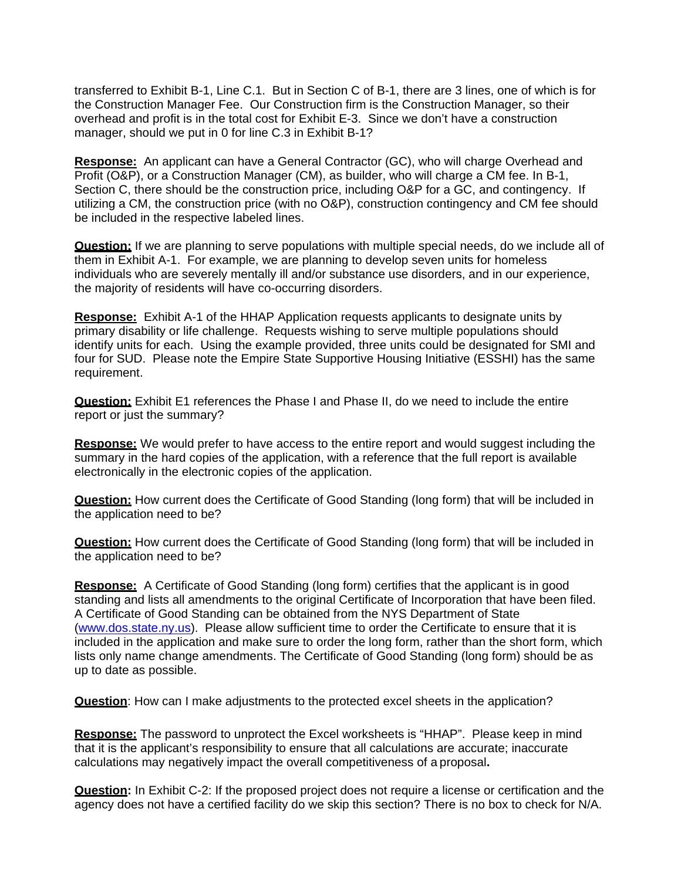transferred to Exhibit B-1, Line C.1. But in Section C of B-1, there are 3 lines, one of which is for the Construction Manager Fee. Our Construction firm is the Construction Manager, so their overhead and profit is in the total cost for Exhibit E-3. Since we don't have a construction manager, should we put in 0 for line C.3 in Exhibit B-1?

**Response:** An applicant can have a General Contractor (GC), who will charge Overhead and Profit (O&P), or a Construction Manager (CM), as builder, who will charge a CM fee. In B-1, Section C, there should be the construction price, including O&P for a GC, and contingency. If utilizing a CM, the construction price (with no O&P), construction contingency and CM fee should be included in the respective labeled lines.

**Question:** If we are planning to serve populations with multiple special needs, do we include all of them in Exhibit A-1. For example, we are planning to develop seven units for homeless individuals who are severely mentally ill and/or substance use disorders, and in our experience, the majority of residents will have co-occurring disorders.

**Response:** Exhibit A-1 of the HHAP Application requests applicants to designate units by primary disability or life challenge. Requests wishing to serve multiple populations should identify units for each. Using the example provided, three units could be designated for SMI and four for SUD. Please note the Empire State Supportive Housing Initiative (ESSHI) has the same requirement.

**Question:** Exhibit E1 references the Phase I and Phase II, do we need to include the entire report or just the summary?

**Response:** We would prefer to have access to the entire report and would suggest including the summary in the hard copies of the application, with a reference that the full report is available electronically in the electronic copies of the application.

**Question:** How current does the Certificate of Good Standing (long form) that will be included in the application need to be?

**Question:** How current does the Certificate of Good Standing (long form) that will be included in the application need to be?

**Response:** A Certificate of Good Standing (long form) certifies that the applicant is in good standing and lists all amendments to the original Certificate of Incorporation that have been filed. A Certificate of Good Standing can be obtained from the NYS Department of State (www.dos.state.ny.us). Please allow sufficient time to order the Certificate to ensure that it is included in the application and make sure to order the long form, rather than the short form, which lists only name change amendments. The Certificate of Good Standing (long form) should be as up to date as possible.

**Question**: How can I make adjustments to the protected excel sheets in the application?

**Response:** The password to unprotect the Excel worksheets is "HHAP". Please keep in mind that it is the applicant's responsibility to ensure that all calculations are accurate; inaccurate calculations may negatively impact the overall competitiveness of a proposal**.**

**Question:** In Exhibit C-2: If the proposed project does not require a license or certification and the agency does not have a certified facility do we skip this section? There is no box to check for N/A.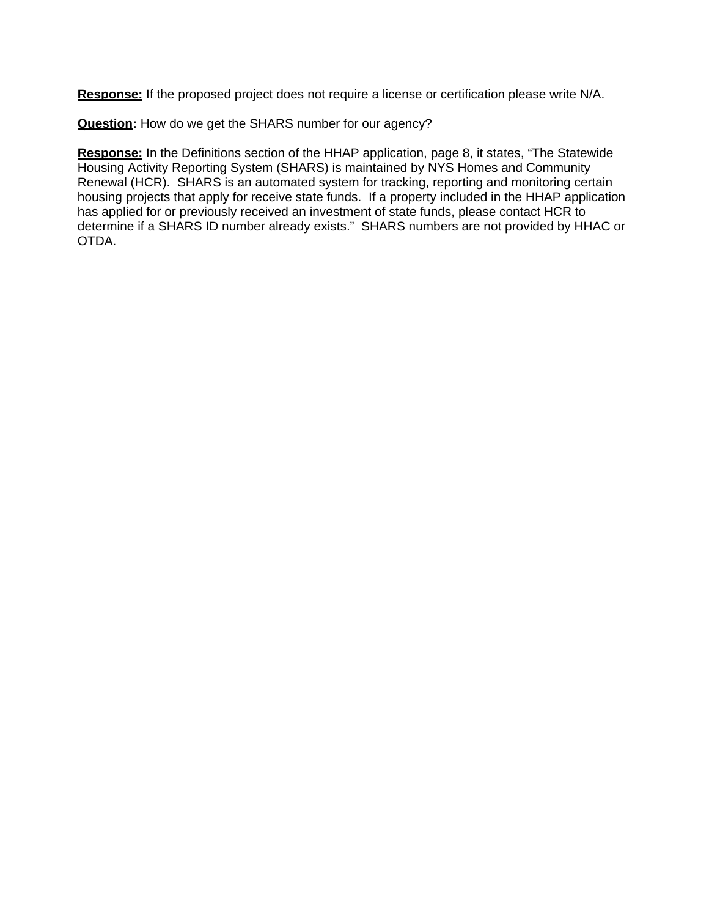**Response:** If the proposed project does not require a license or certification please write N/A.

**Question:** How do we get the SHARS number for our agency?

**Response:** In the Definitions section of the HHAP application, page 8, it states, "The Statewide Housing Activity Reporting System (SHARS) is maintained by NYS Homes and Community Renewal (HCR). SHARS is an automated system for tracking, reporting and monitoring certain housing projects that apply for receive state funds. If a property included in the HHAP application has applied for or previously received an investment of state funds, please contact HCR to determine if a SHARS ID number already exists." SHARS numbers are not provided by HHAC or OTDA.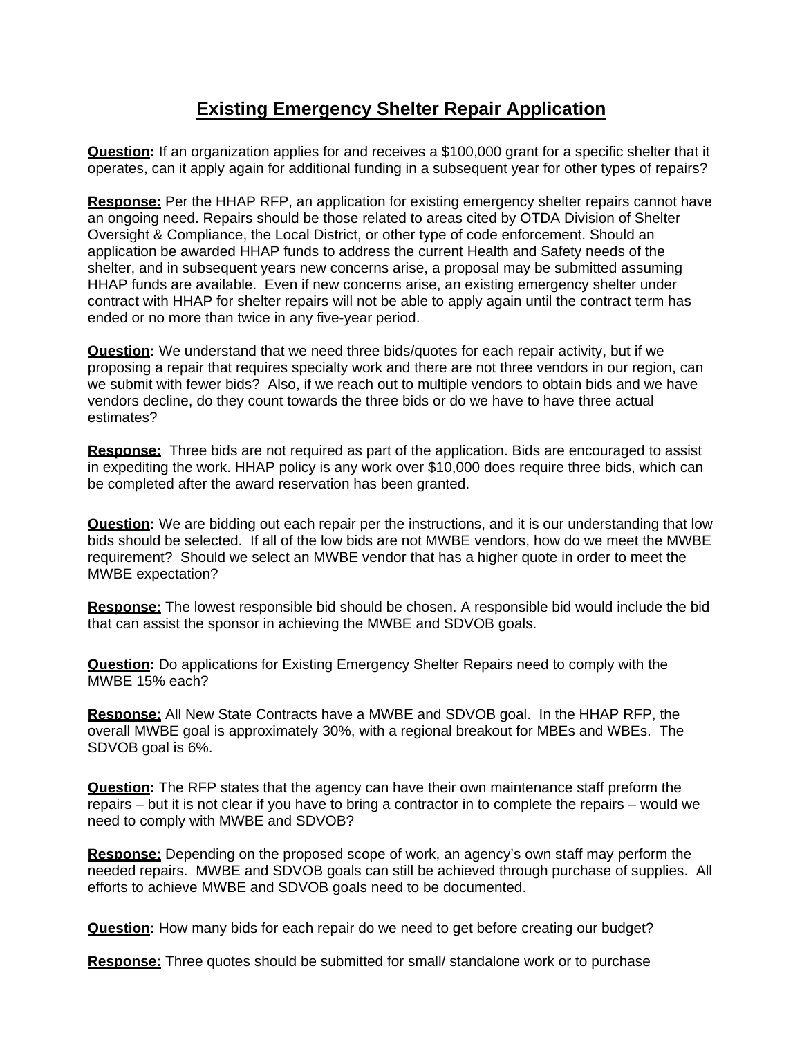# Existing Emergency Shelter Repair Application

**Question:** If an organization applies for and receives a $100,000 grant for a specific shelter that it operates, can it apply again for additional funding in a subsequent year for other types of repairs?

**Response:** Per the HHAP RFP, an application for existing emergency shelter repairs cannot have an ongoing need. Repairs should be those related to areas cited by OTDA Division of Shelter Oversight & Compliance, the Local District, or other type of code enforcement. Should an application be awarded HHAP funds to address the current Health and Safety needs of the shelter, and in subsequent years new concerns arise, a proposal may be submitted assuming HHAP funds are available. Even if new concerns arise, an existing emergency shelter under contract with HHAP for shelter repairs will not be able to apply again until the contract term has ended or no more than twice in any five-year period.

**Question:** We understand that we need three bids/quotes for each repair activity, but if we proposing a repair that requires specialty work and there are not three vendors in our region, can we submit with fewer bids? Also, if we reach out to multiple vendors to obtain bids and we have vendors decline, do they count towards the three bids or do we have to have three actual estimates?

**Response:** Three bids are not required as part of the application. Bids are encouraged to assist in expediting the work. HHAP policy is any work over $10,000 does require three bids, which can be completed after the award reservation has been granted.

**Question:** We are bidding out each repair per the instructions, and it is our understanding that low bids should be selected. If all of the low bids are not MWBE vendors, how do we meet the MWBE requirement? Should we select an MWBE vendor that has a higher quote in order to meet the MWBE expectation?

**Response:** The lowest responsible bid should be chosen. A responsible bid would include the bid that can assist the sponsor in achieving the MWBE and SDVOB goals.

**Question:** Do applications for Existing Emergency Shelter Repairs need to comply with the MWBE 15% each?

**Response:** All New State Contracts have a MWBE and SDVOB goal. In the HHAP RFP, the overall MWBE goal is approximately 30%, with a regional breakout for MBEs and WBEs. The SDVOB goal is 6%.

**Question:** The RFP states that the agency can have their own maintenance staff preform the repairs – but it is not clear if you have to bring a contractor in to complete the repairs – would we need to comply with MWBE and SDVOB?

**Response:** Depending on the proposed scope of work, an agency's own staff may perform the needed repairs. MWBE and SDVOB goals can still be achieved through purchase of supplies. All efforts to achieve MWBE and SDVOB goals need to be documented.

**Question:** How many bids for each repair do we need to get before creating our budget?

**Response:** Three quotes should be submitted for small/ standalone work or to purchase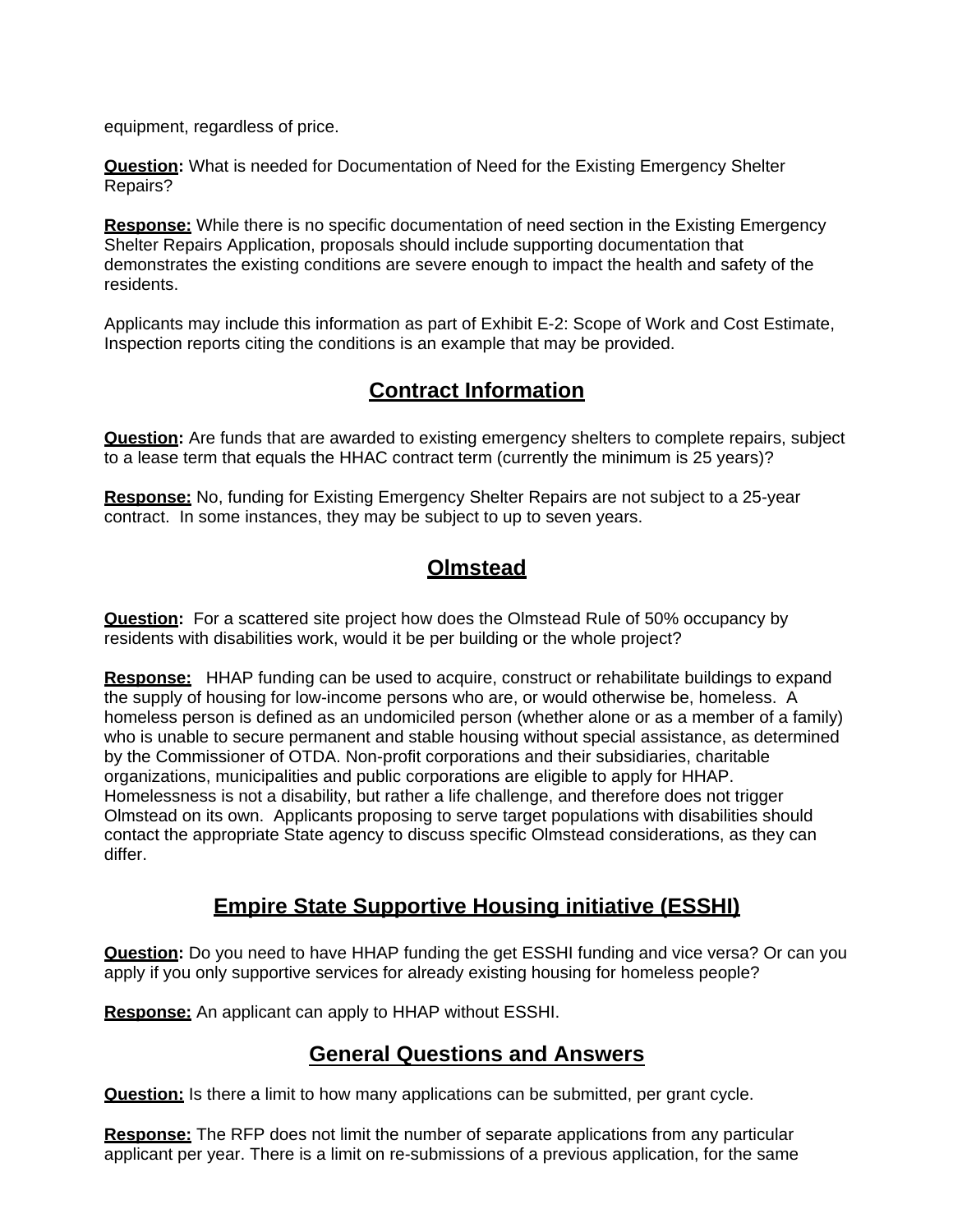equipment, regardless of price.

**Question:** What is needed for Documentation of Need for the Existing Emergency Shelter Repairs?

**Response:** While there is no specific documentation of need section in the Existing Emergency Shelter Repairs Application, proposals should include supporting documentation that demonstrates the existing conditions are severe enough to impact the health and safety of the residents.

Applicants may include this information as part of Exhibit E-2: Scope of Work and Cost Estimate, Inspection reports citing the conditions is an example that may be provided.

## Contract Information

**Question:** Are funds that are awarded to existing emergency shelters to complete repairs, subject to a lease term that equals the HHAC contract term (currently the minimum is 25 years)?

**Response:** No, funding for Existing Emergency Shelter Repairs are not subject to a 25-year contract. In some instances, they may be subject to up to seven years.

## Olmstead

**Question:** For a scattered site project how does the Olmstead Rule of 50% occupancy by residents with disabilities work, would it be per building or the whole project?

**Response:** HHAP funding can be used to acquire, construct or rehabilitate buildings to expand the supply of housing for low-income persons who are, or would otherwise be, homeless. A homeless person is defined as an undomiciled person (whether alone or as a member of a family) who is unable to secure permanent and stable housing without special assistance, as determined by the Commissioner of OTDA. Non-profit corporations and their subsidiaries, charitable organizations, municipalities and public corporations are eligible to apply for HHAP. Homelessness is not a disability, but rather a life challenge, and therefore does not trigger Olmstead on its own. Applicants proposing to serve target populations with disabilities should contact the appropriate State agency to discuss specific Olmstead considerations, as they can differ.

## Empire State Supportive Housing initiative (ESSHI)

**Question:** Do you need to have HHAP funding the get ESSHI funding and vice versa? Or can you apply if you only supportive services for already existing housing for homeless people?

**Response:** An applicant can apply to HHAP without ESSHI.

## General Questions and Answers

**Question:** Is there a limit to how many applications can be submitted, per grant cycle.

**Response:** The RFP does not limit the number of separate applications from any particular applicant per year. There is a limit on re-submissions of a previous application, for the same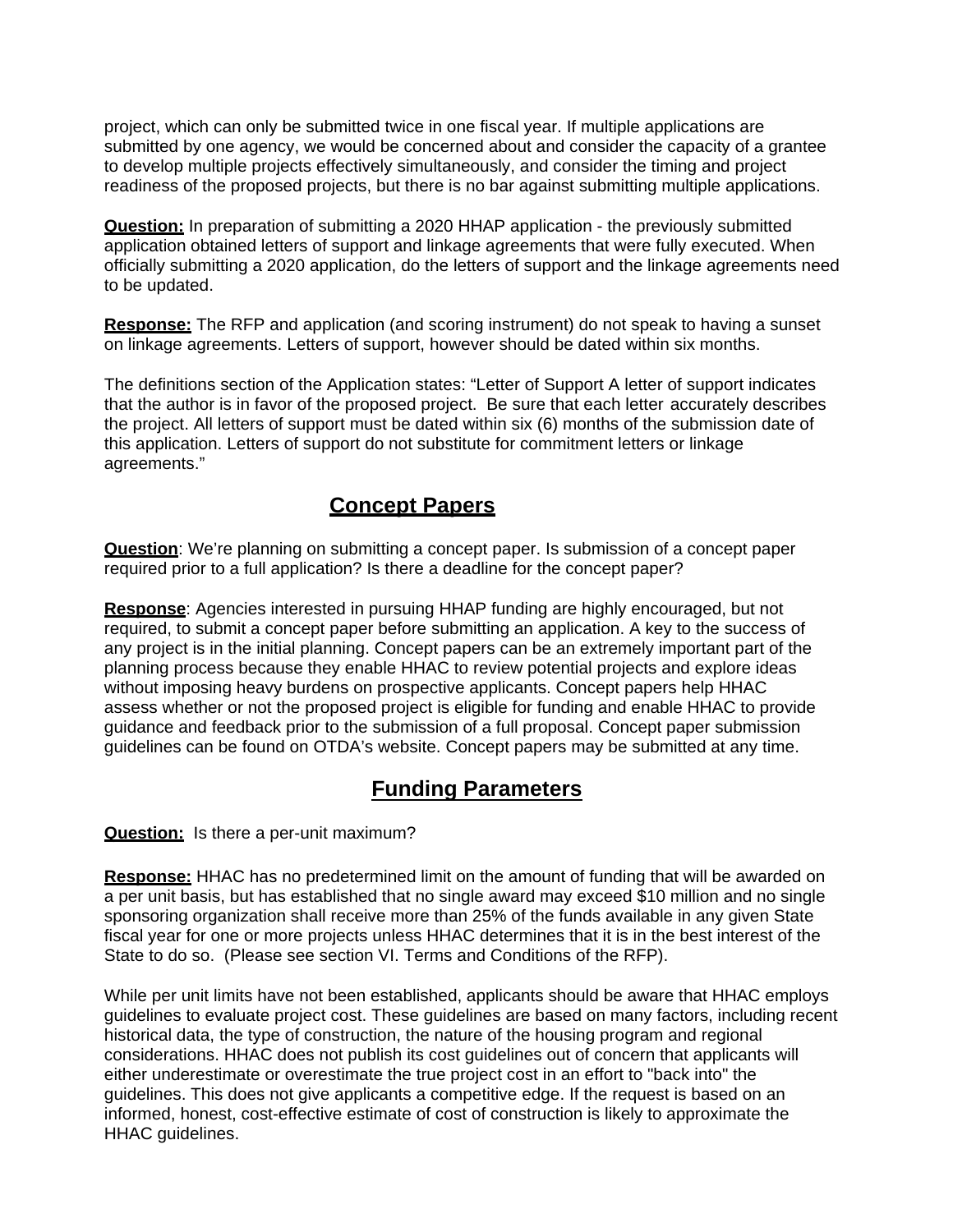project, which can only be submitted twice in one fiscal year. If multiple applications are submitted by one agency, we would be concerned about and consider the capacity of a grantee to develop multiple projects effectively simultaneously, and consider the timing and project readiness of the proposed projects, but there is no bar against submitting multiple applications.

**Question:** In preparation of submitting a 2020 HHAP application - the previously submitted application obtained letters of support and linkage agreements that were fully executed. When officially submitting a 2020 application, do the letters of support and the linkage agreements need to be updated.

**Response:** The RFP and application (and scoring instrument) do not speak to having a sunset on linkage agreements. Letters of support, however should be dated within six months.

The definitions section of the Application states: "Letter of Support A letter of support indicates that the author is in favor of the proposed project. Be sure that each letter accurately describes the project. All letters of support must be dated within six (6) months of the submission date of this application. Letters of support do not substitute for commitment letters or linkage agreements."

## Concept Papers

**Question**: We're planning on submitting a concept paper. Is submission of a concept paper required prior to a full application? Is there a deadline for the concept paper?

**Response**: Agencies interested in pursuing HHAP funding are highly encouraged, but not required, to submit a concept paper before submitting an application. A key to the success of any project is in the initial planning. Concept papers can be an extremely important part of the planning process because they enable HHAC to review potential projects and explore ideas without imposing heavy burdens on prospective applicants. Concept papers help HHAC assess whether or not the proposed project is eligible for funding and enable HHAC to provide guidance and feedback prior to the submission of a full proposal. Concept paper submission guidelines can be found on OTDA's website. Concept papers may be submitted at any time.

## Funding Parameters

**Question:** Is there a per-unit maximum?

**Response:** HHAC has no predetermined limit on the amount of funding that will be awarded on a per unit basis, but has established that no single award may exceed $10 million and no single sponsoring organization shall receive more than 25% of the funds available in any given State fiscal year for one or more projects unless HHAC determines that it is in the best interest of the State to do so. (Please see section VI. Terms and Conditions of the RFP).

While per unit limits have not been established, applicants should be aware that HHAC employs guidelines to evaluate project cost. These guidelines are based on many factors, including recent historical data, the type of construction, the nature of the housing program and regional considerations. HHAC does not publish its cost guidelines out of concern that applicants will either underestimate or overestimate the true project cost in an effort to "back into" the guidelines. This does not give applicants a competitive edge. If the request is based on an informed, honest, cost-effective estimate of cost of construction is likely to approximate the HHAC guidelines.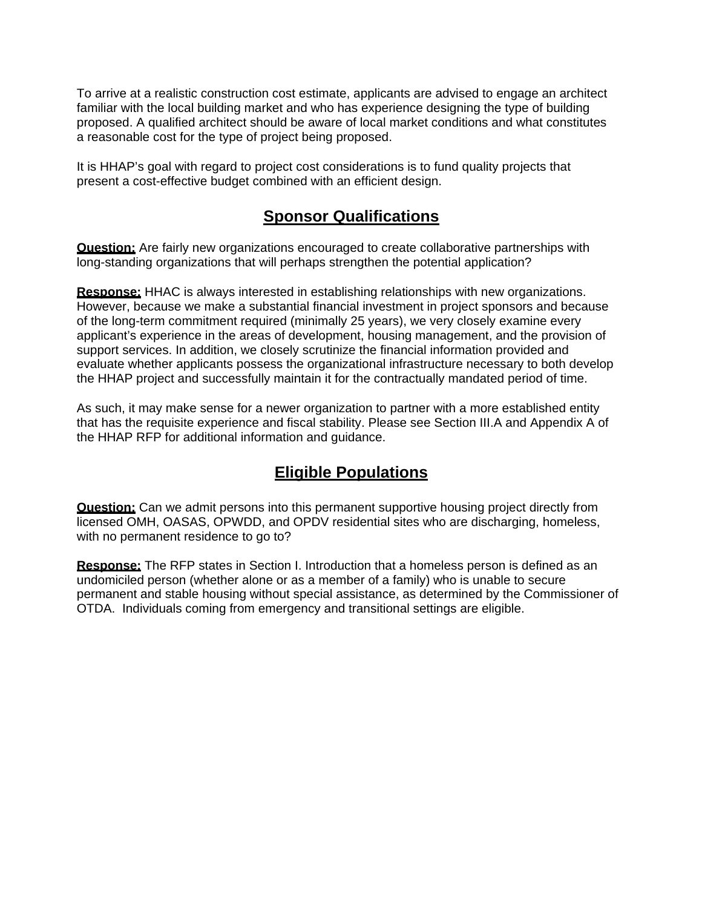To arrive at a realistic construction cost estimate, applicants are advised to engage an architect familiar with the local building market and who has experience designing the type of building proposed. A qualified architect should be aware of local market conditions and what constitutes a reasonable cost for the type of project being proposed.

It is HHAP's goal with regard to project cost considerations is to fund quality projects that present a cost-effective budget combined with an efficient design.

## Sponsor Qualifications

**Question:** Are fairly new organizations encouraged to create collaborative partnerships with long-standing organizations that will perhaps strengthen the potential application?

**Response:** HHAC is always interested in establishing relationships with new organizations. However, because we make a substantial financial investment in project sponsors and because of the long-term commitment required (minimally 25 years), we very closely examine every applicant's experience in the areas of development, housing management, and the provision of support services. In addition, we closely scrutinize the financial information provided and evaluate whether applicants possess the organizational infrastructure necessary to both develop the HHAP project and successfully maintain it for the contractually mandated period of time.

As such, it may make sense for a newer organization to partner with a more established entity that has the requisite experience and fiscal stability. Please see Section III.A and Appendix A of the HHAP RFP for additional information and guidance.

## Eligible Populations

**Question:** Can we admit persons into this permanent supportive housing project directly from licensed OMH, OASAS, OPWDD, and OPDV residential sites who are discharging, homeless, with no permanent residence to go to?

**Response:** The RFP states in Section I. Introduction that a homeless person is defined as an undomiciled person (whether alone or as a member of a family) who is unable to secure permanent and stable housing without special assistance, as determined by the Commissioner of OTDA. Individuals coming from emergency and transitional settings are eligible.